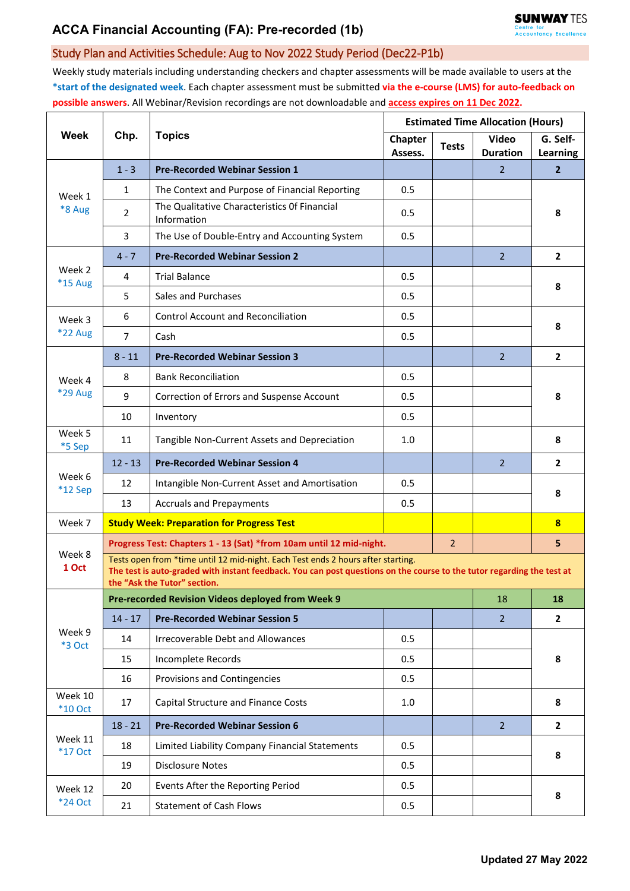# ACCA Financial Accounting (FA): Pre-recorded (1b)

SUNWAY TES Centre for Accountancy Excellence

## Study Plan and Activities Schedule: Aug to Nov 2022 Study Period (Dec22-P1b)

Weekly study materials including understanding checkers and chapter assessments will be made available to users at the **\*start of the designated week**. Each chapter assessment must be submitted **via the e-course (LMS) for auto-feedback on possible answers**. All Webinar/Revision recordings are not downloadable and **access expires on 11 Dec 2022.**

| Week | Chp. | Topics | Estimated Time Allocation (Hours) | | | |
|---|---|---|---|---|---|---|
| | | | Chapter Assess. | Tests | Video Duration | G. Self-Learning |
| Week 1 *8 Aug | 1 - 3 | **Pre-Recorded Webinar Session 1** | | | 2 | **2** |
| | 1 | The Context and Purpose of Financial Reporting | 0.5 | | | **8** |
| | 2 | The Qualitative Characteristics Of Financial Information | 0.5 | | | |
| | 3 | The Use of Double-Entry and Accounting System | 0.5 | | | |
| Week 2 *15 Aug | 4 - 7 | **Pre-Recorded Webinar Session 2** | | | 2 | **2** |
| | 4 | Trial Balance | 0.5 | | | **8** |
| | 5 | Sales and Purchases | 0.5 | | | |
| Week 3 *22 Aug | 6 | Control Account and Reconciliation | 0.5 | | | **8** |
| | 7 | Cash | 0.5 | | | |
| Week 4 *29 Aug | 8 - 11 | **Pre-Recorded Webinar Session 3** | | | 2 | **2** |
| | 8 | Bank Reconciliation | 0.5 | | | **8** |
| | 9 | Correction of Errors and Suspense Account | 0.5 | | | |
| | 10 | Inventory | 0.5 | | | |
| Week 5 *5 Sep | 11 | Tangible Non-Current Assets and Depreciation | 1.0 | | | **8** |
| Week 6 *12 Sep | 12 - 13 | **Pre-Recorded Webinar Session 4** | | | 2 | **2** |
| | 12 | Intangible Non-Current Asset and Amortisation | 0.5 | | | **8** |
| | 13 | Accruals and Prepayments | 0.5 | | | |
| Week 7 | **Study Week: Preparation for Progress Test** | | | | | **8** |
| Week 8 **1 Oct** | **Progress Test: Chapters 1 - 13 (Sat) *from 10am until 12 mid-night.** | | | 2 | | **5** |
| | Tests open from *time until 12 mid-night. Each Test ends 2 hours after starting. **The test is auto-graded with instant feedback. You can post questions on the course to the tutor regarding the test at the "Ask the Tutor" section.** | | | | | |
| Week 9 *3 Oct | **Pre-recorded Revision Videos deployed from Week 9** | | | | 18 | **18** |
| | 14 - 17 | **Pre-Recorded Webinar Session 5** | | | 2 | **2** |
| | 14 | Irrecoverable Debt and Allowances | 0.5 | | | **8** |
| | 15 | Incomplete Records | 0.5 | | | |
| | 16 | Provisions and Contingencies | 0.5 | | | |
| Week 10 *10 Oct | 17 | Capital Structure and Finance Costs | 1.0 | | | **8** |
| Week 11 *17 Oct | 18 - 21 | **Pre-Recorded Webinar Session 6** | | | 2 | **2** |
| | 18 | Limited Liability Company Financial Statements | 0.5 | | | **8** |
| | 19 | Disclosure Notes | 0.5 | | | |
| Week 12 *24 Oct | 20 | Events After the Reporting Period | 0.5 | | | **8** |
| | 21 | Statement of Cash Flows | 0.5 | | | |

**Updated 27 May 2022**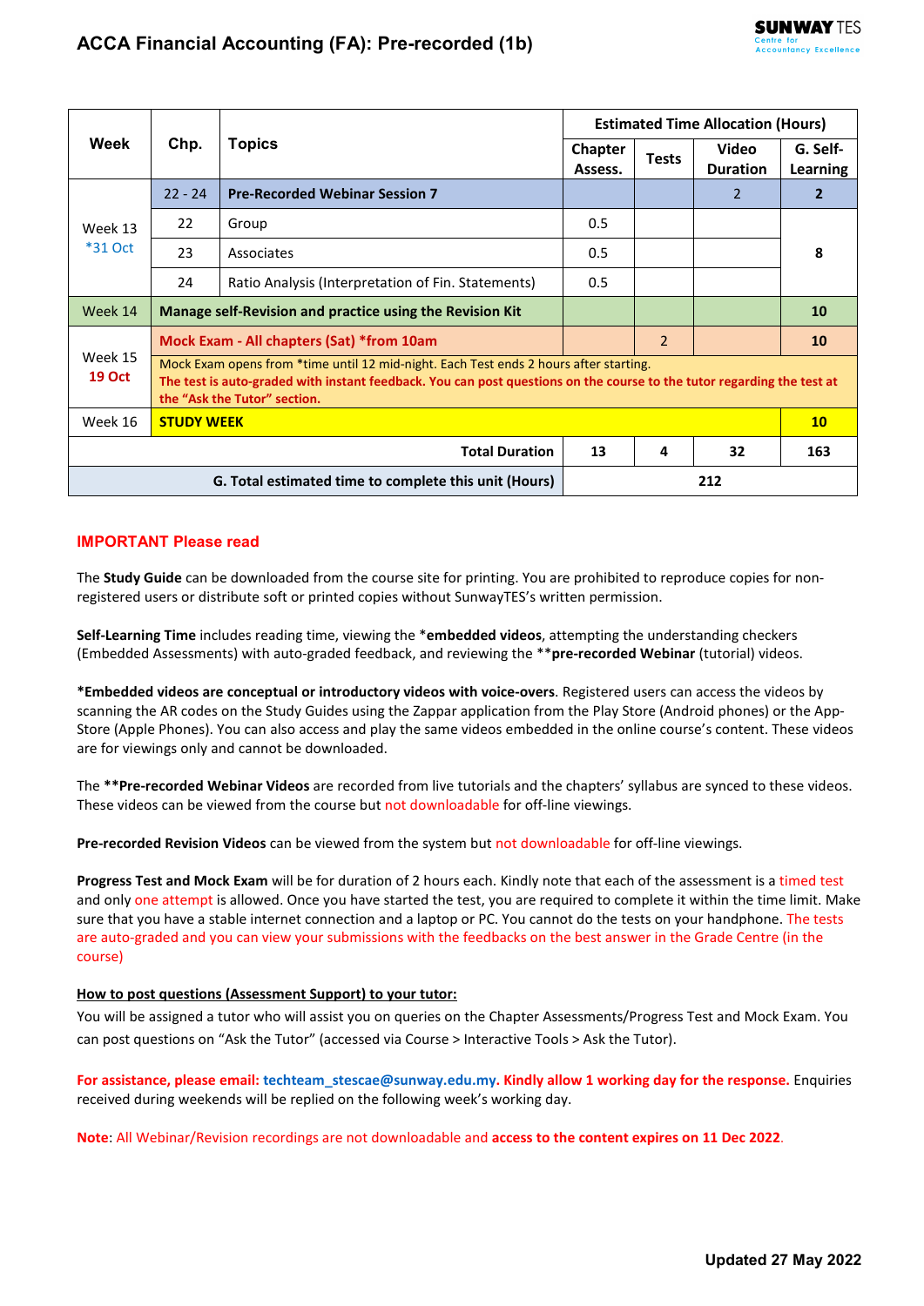## ACCA Financial Accounting (FA): Pre-recorded (1b)

| Week | Chp. | Topics | Estimated Time Allocation (Hours) | | | |
|---|---|---|---|---|---|---|
| | | | Chapter Assess. | Tests | Video Duration | G. Self-Learning |
| Week 13 *31 Oct | 22 - 24 | **Pre-Recorded Webinar Session 7** | | | 2 | **2** |
| | 22 | Group | 0.5 | | | **8** |
| | 23 | Associates | 0.5 | | | |
| | 24 | Ratio Analysis (Interpretation of Fin. Statements) | 0.5 | | | |
| Week 14 | **Manage self-Revision and practice using the Revision Kit** | | | | | **10** |
| Week 15 **19 Oct** | **Mock Exam - All chapters (Sat) *from 10am** | | | 2 | | **10** |
| | Mock Exam opens from *time until 12 mid-night. Each Test ends 2 hours after starting. **The test is auto-graded with instant feedback. You can post questions on the course to the tutor regarding the test at the "Ask the Tutor" section.** | | | | | |
| Week 16 | **STUDY WEEK** | | | | | **10** |
| | | **Total Duration** | **13** | **4** | **32** | **163** |
| | | **G. Total estimated time to complete this unit (Hours)** | **212** | | | |

**IMPORTANT Please read**

The **Study Guide** can be downloaded from the course site for printing. You are prohibited to reproduce copies for non-registered users or distribute soft or printed copies without SunwayTES's written permission.

**Self-Learning Time** includes reading time, viewing the ***embedded videos**, attempting the understanding checkers (Embedded Assessments) with auto-graded feedback, and reviewing the ****pre-recorded Webinar** (tutorial) videos.

***Embedded videos are conceptual or introductory videos with voice-overs**. Registered users can access the videos by scanning the AR codes on the Study Guides using the Zappar application from the Play Store (Android phones) or the App-Store (Apple Phones). You can also access and play the same videos embedded in the online course's content. These videos are for viewings only and cannot be downloaded.

The ****Pre-recorded Webinar Videos** are recorded from live tutorials and the chapters' syllabus are synced to these videos. These videos can be viewed from the course but not downloadable for off-line viewings.

**Pre-recorded Revision Videos** can be viewed from the system but not downloadable for off-line viewings.

**Progress Test and Mock Exam** will be for duration of 2 hours each. Kindly note that each of the assessment is a timed test and only one attempt is allowed. Once you have started the test, you are required to complete it within the time limit. Make sure that you have a stable internet connection and a laptop or PC. You cannot do the tests on your handphone. The tests are auto-graded and you can view your submissions with the feedbacks on the best answer in the Grade Centre (in the course)

**How to post questions (Assessment Support) to your tutor:**

You will be assigned a tutor who will assist you on queries on the Chapter Assessments/Progress Test and Mock Exam. You can post questions on "Ask the Tutor" (accessed via Course > Interactive Tools > Ask the Tutor).

**For assistance, please email: techteam_stescae@sunway.edu.my. Kindly allow 1 working day for the response.** Enquiries received during weekends will be replied on the following week's working day.

**Note**: All Webinar/Revision recordings are not downloadable and **access to the content expires on 11 Dec 2022**.

**Updated 27 May 2022**